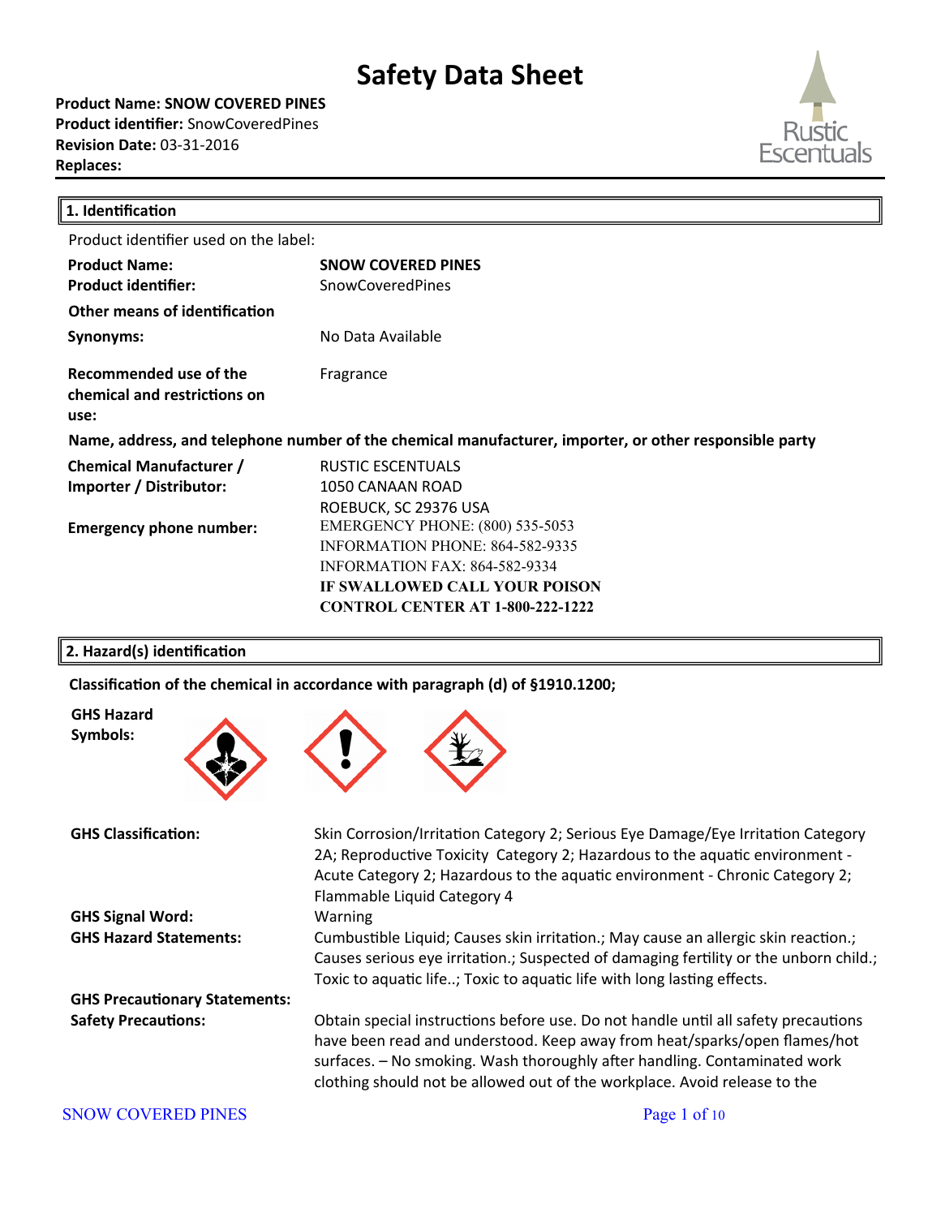# Safety Data Sheet

**Product Name: SNOW COVERED PINES**
**Product identifier:** SnowCoveredPines
**Revision Date:** 03-31-2016
**Replaces:**

Rustic Escentuals

## 1. Identification

Product identifier used on the label:

| | |
|---|---|
| **Product Name:** | **SNOW COVERED PINES** |
| **Product identifier:** | SnowCoveredPines |
| **Other means of identification** | |
| **Synonyms:** | No Data Available |
| **Recommended use of the chemical and restrictions on use:** | Fragrance |

**Name, address, and telephone number of the chemical manufacturer, importer, or other responsible party**

| | |
|---|---|
| **Chemical Manufacturer / Importer / Distributor:** | RUSTIC ESCENTUALS<br>1050 CANAAN ROAD<br>ROEBUCK, SC 29376 USA |
| **Emergency phone number:** | EMERGENCY PHONE: (800) 535-5053<br>INFORMATION PHONE: 864-582-9335<br>INFORMATION FAX: 864-582-9334<br>**IF SWALLOWED CALL YOUR POISON CONTROL CENTER AT 1-800-222-1222** |

## 2. Hazard(s) identification

**Classification of the chemical in accordance with paragraph (d) of §1910.1200;**

**GHS Hazard Symbols:**

**GHS Classification:** Skin Corrosion/Irritation Category 2; Serious Eye Damage/Eye Irritation Category 2A; Reproductive Toxicity Category 2; Hazardous to the aquatic environment - Acute Category 2; Hazardous to the aquatic environment - Chronic Category 2; Flammable Liquid Category 4

**GHS Signal Word:** Warning

**GHS Hazard Statements:** Cumbustible Liquid; Causes skin irritation.; May cause an allergic skin reaction.; Causes serious eye irritation.; Suspected of damaging fertility or the unborn child.; Toxic to aquatic life..; Toxic to aquatic life with long lasting effects.

**GHS Precautionary Statements:**

**Safety Precautions:** Obtain special instructions before use. Do not handle until all safety precautions have been read and understood. Keep away from heat/sparks/open flames/hot surfaces. – No smoking. Wash thoroughly after handling. Contaminated work clothing should not be allowed out of the workplace. Avoid release to the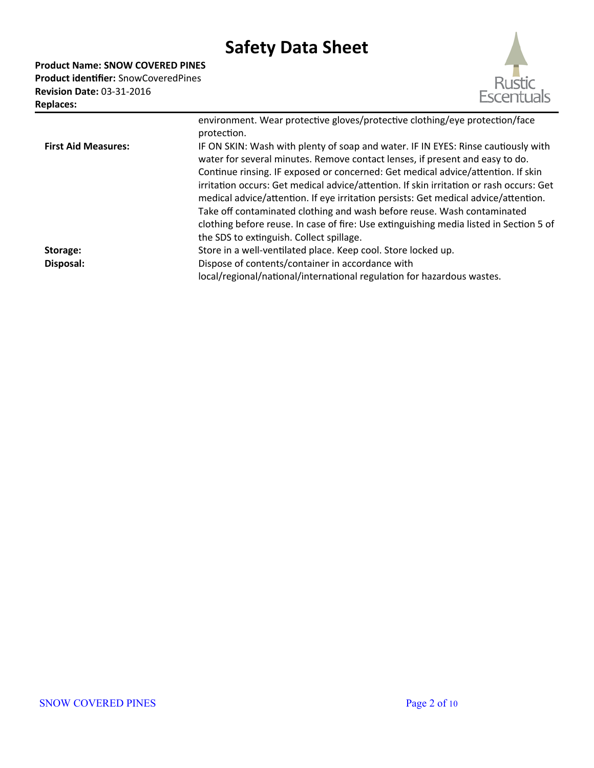**Product Name: SNOW COVERED PINES**
**Product identifier:** SnowCoveredPines
**Revision Date:** 03-31-2016
**Replaces:**

| | |
|---|---|
| | environment. Wear protective gloves/protective clothing/eye protection/face protection. |
| **First Aid Measures:** | IF ON SKIN: Wash with plenty of soap and water. IF IN EYES: Rinse cautiously with water for several minutes. Remove contact lenses, if present and easy to do. Continue rinsing. IF exposed or concerned: Get medical advice/attention. If skin irritation occurs: Get medical advice/attention. If skin irritation or rash occurs: Get medical advice/attention. If eye irritation persists: Get medical advice/attention. Take off contaminated clothing and wash before reuse. Wash contaminated clothing before reuse. In case of fire: Use extinguishing media listed in Section 5 of the SDS to extinguish. Collect spillage. |
| **Storage:** | Store in a well-ventilated place. Keep cool. Store locked up. |
| **Disposal:** | Dispose of contents/container in accordance with local/regional/national/international regulation for hazardous wastes. |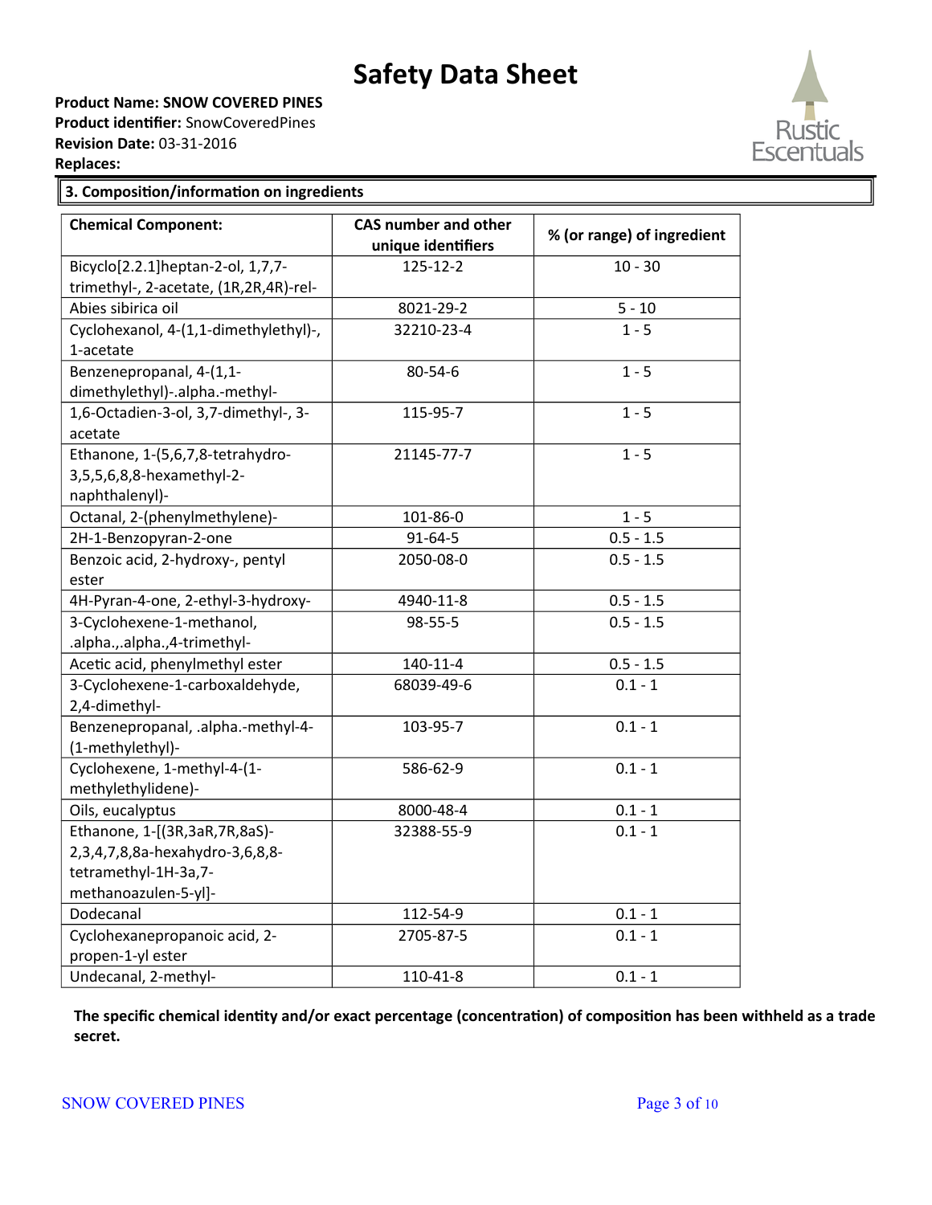# Safety Data Sheet

**Product Name: SNOW COVERED PINES**
**Product identifier:** SnowCoveredPines
**Revision Date:** 03-31-2016
**Replaces:**

## 3. Composition/information on ingredients

| Chemical Component: | CAS number and other unique identifiers | % (or range) of ingredient |
|---|---|---|
| Bicyclo[2.2.1]heptan-2-ol, 1,7,7-trimethyl-, 2-acetate, (1R,2R,4R)-rel- | 125-12-2 | 10 - 30 |
| Abies sibirica oil | 8021-29-2 | 5 - 10 |
| Cyclohexanol, 4-(1,1-dimethylethyl)-, 1-acetate | 32210-23-4 | 1 - 5 |
| Benzenepropanal, 4-(1,1-dimethylethyl)-.alpha.-methyl- | 80-54-6 | 1 - 5 |
| 1,6-Octadien-3-ol, 3,7-dimethyl-, 3-acetate | 115-95-7 | 1 - 5 |
| Ethanone, 1-(5,6,7,8-tetrahydro-3,5,5,6,8,8-hexamethyl-2-naphthalenyl)- | 21145-77-7 | 1 - 5 |
| Octanal, 2-(phenylmethylene)- | 101-86-0 | 1 - 5 |
| 2H-1-Benzopyran-2-one | 91-64-5 | 0.5 - 1.5 |
| Benzoic acid, 2-hydroxy-, pentyl ester | 2050-08-0 | 0.5 - 1.5 |
| 4H-Pyran-4-one, 2-ethyl-3-hydroxy- | 4940-11-8 | 0.5 - 1.5 |
| 3-Cyclohexene-1-methanol, .alpha.,.alpha.,4-trimethyl- | 98-55-5 | 0.5 - 1.5 |
| Acetic acid, phenylmethyl ester | 140-11-4 | 0.5 - 1.5 |
| 3-Cyclohexene-1-carboxaldehyde, 2,4-dimethyl- | 68039-49-6 | 0.1 - 1 |
| Benzenepropanal, .alpha.-methyl-4-(1-methylethyl)- | 103-95-7 | 0.1 - 1 |
| Cyclohexene, 1-methyl-4-(1-methylethylidene)- | 586-62-9 | 0.1 - 1 |
| Oils, eucalyptus | 8000-48-4 | 0.1 - 1 |
| Ethanone, 1-[(3R,3aR,7R,8aS)-2,3,4,7,8,8a-hexahydro-3,6,8,8-tetramethyl-1H-3a,7-methanoazulen-5-yl]- | 32388-55-9 | 0.1 - 1 |
| Dodecanal | 112-54-9 | 0.1 - 1 |
| Cyclohexanepropanoic acid, 2-propen-1-yl ester | 2705-87-5 | 0.1 - 1 |
| Undecanal, 2-methyl- | 110-41-8 | 0.1 - 1 |

**The specific chemical identity and/or exact percentage (concentration) of composition has been withheld as a trade secret.**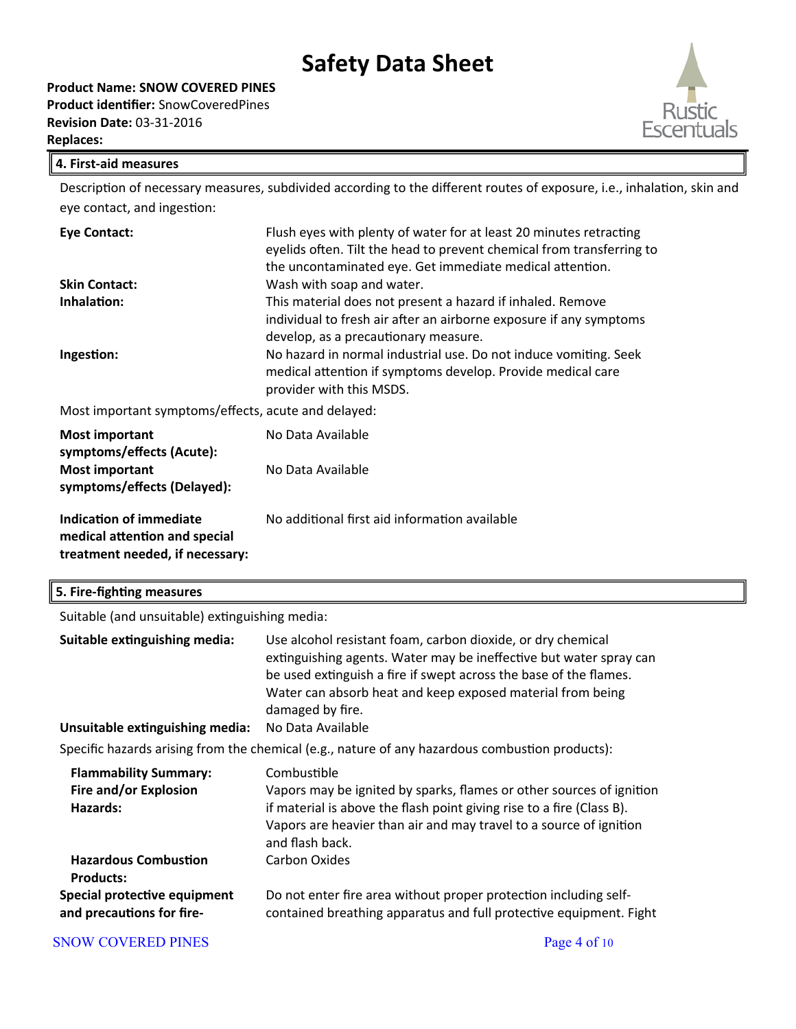# Safety Data Sheet

**Product Name: SNOW COVERED PINES**
**Product identifier:** SnowCoveredPines
**Revision Date:** 03-31-2016
**Replaces:**

## 4. First-aid measures

Description of necessary measures, subdivided according to the different routes of exposure, i.e., inhalation, skin and eye contact, and ingestion:

| | |
|---|---|
| **Eye Contact:** | Flush eyes with plenty of water for at least 20 minutes retracting eyelids often. Tilt the head to prevent chemical from transferring to the uncontaminated eye. Get immediate medical attention. |
| **Skin Contact:** | Wash with soap and water. |
| **Inhalation:** | This material does not present a hazard if inhaled. Remove individual to fresh air after an airborne exposure if any symptoms develop, as a precautionary measure. |
| **Ingestion:** | No hazard in normal industrial use. Do not induce vomiting. Seek medical attention if symptoms develop. Provide medical care provider with this MSDS. |

Most important symptoms/effects, acute and delayed:

| | |
|---|---|
| **Most important symptoms/effects (Acute):** | No Data Available |
| **Most important symptoms/effects (Delayed):** | No Data Available |
| **Indication of immediate medical attention and special treatment needed, if necessary:** | No additional first aid information available |

## 5. Fire-fighting measures

Suitable (and unsuitable) extinguishing media:

| | |
|---|---|
| **Suitable extinguishing media:** | Use alcohol resistant foam, carbon dioxide, or dry chemical extinguishing agents. Water may be ineffective but water spray can be used extinguish a fire if swept across the base of the flames. Water can absorb heat and keep exposed material from being damaged by fire. |
| **Unsuitable extinguishing media:** | No Data Available |

Specific hazards arising from the chemical (e.g., nature of any hazardous combustion products):

| | |
|---|---|
| **Flammability Summary:** | Combustible |
| **Fire and/or Explosion Hazards:** | Vapors may be ignited by sparks, flames or other sources of ignition if material is above the flash point giving rise to a fire (Class B). Vapors are heavier than air and may travel to a source of ignition and flash back. |
| **Hazardous Combustion Products:** | Carbon Oxides |
| **Special protective equipment and precautions for fire-** | Do not enter fire area without proper protection including self-contained breathing apparatus and full protective equipment. Fight |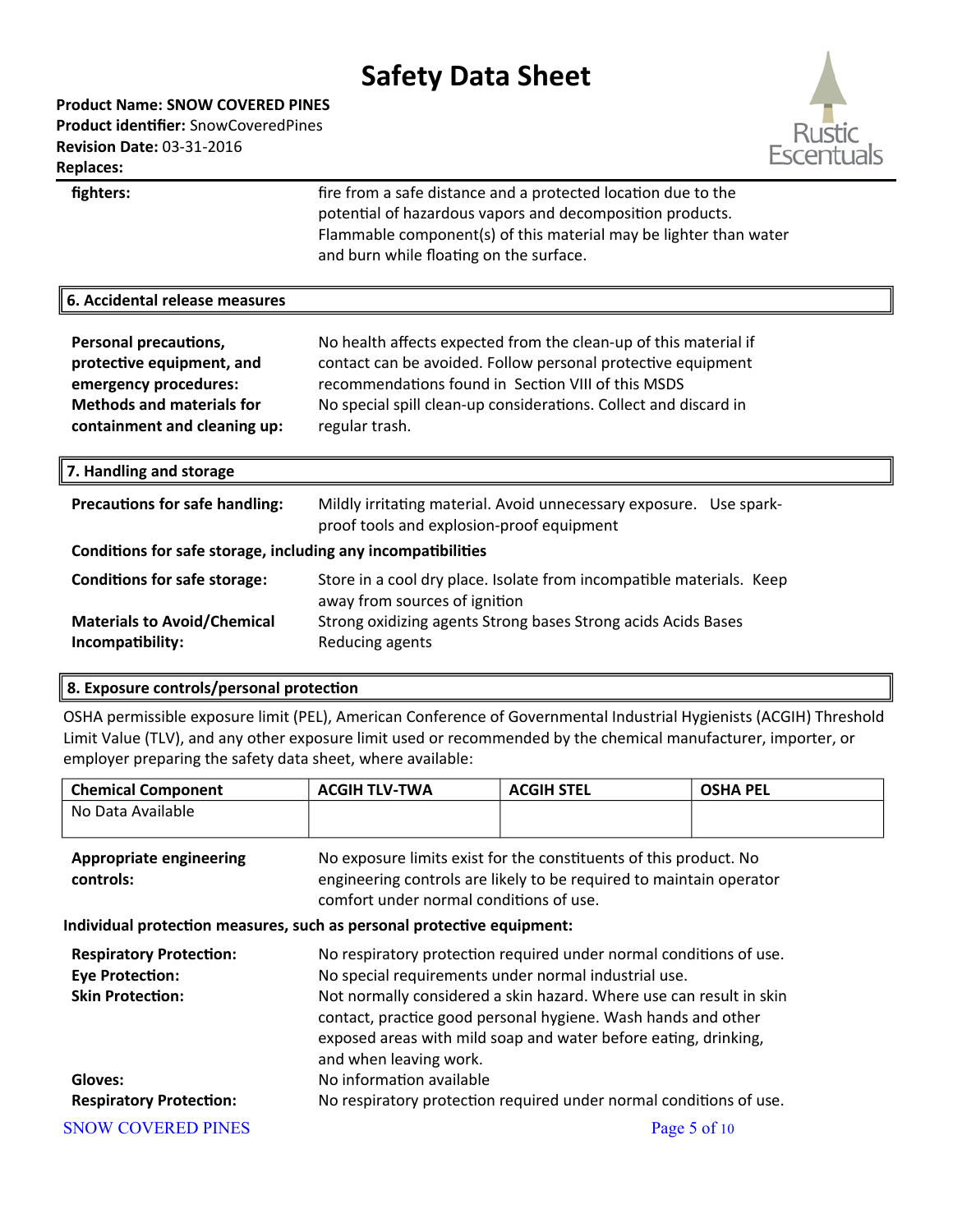| | |
|---|---|
| **fighters:** | fire from a safe distance and a protected location due to the potential of hazardous vapors and decomposition products. Flammable component(s) of this material may be lighter than water and burn while floating on the surface. |

## 6. Accidental release measures

| | |
|---|---|
| **Personal precautions, protective equipment, and emergency procedures:** | No health affects expected from the clean-up of this material if contact can be avoided. Follow personal protective equipment recommendations found in Section VIII of this MSDS |
| **Methods and materials for containment and cleaning up:** | No special spill clean-up considerations. Collect and discard in regular trash. |

## 7. Handling and storage

| | |
|---|---|
| **Precautions for safe handling:** | Mildly irritating material. Avoid unnecessary exposure. Use spark-proof tools and explosion-proof equipment |

**Conditions for safe storage, including any incompatibilities**

| | |
|---|---|
| **Conditions for safe storage:** | Store in a cool dry place. Isolate from incompatible materials. Keep away from sources of ignition |
| **Materials to Avoid/Chemical Incompatibility:** | Strong oxidizing agents Strong bases Strong acids Acids Bases Reducing agents |

## 8. Exposure controls/personal protection

OSHA permissible exposure limit (PEL), American Conference of Governmental Industrial Hygienists (ACGIH) Threshold Limit Value (TLV), and any other exposure limit used or recommended by the chemical manufacturer, importer, or employer preparing the safety data sheet, where available:

| Chemical Component | ACGIH TLV-TWA | ACGIH STEL | OSHA PEL |
|---|---|---|---|
| No Data Available | | | |

| | |
|---|---|
| **Appropriate engineering controls:** | No exposure limits exist for the constituents of this product. No engineering controls are likely to be required to maintain operator comfort under normal conditions of use. |

**Individual protection measures, such as personal protective equipment:**

| | |
|---|---|
| **Respiratory Protection:** | No respiratory protection required under normal conditions of use. |
| **Eye Protection:** | No special requirements under normal industrial use. |
| **Skin Protection:** | Not normally considered a skin hazard. Where use can result in skin contact, practice good personal hygiene. Wash hands and other exposed areas with mild soap and water before eating, drinking, and when leaving work. |
| **Gloves:** | No information available |
| **Respiratory Protection:** | No respiratory protection required under normal conditions of use. |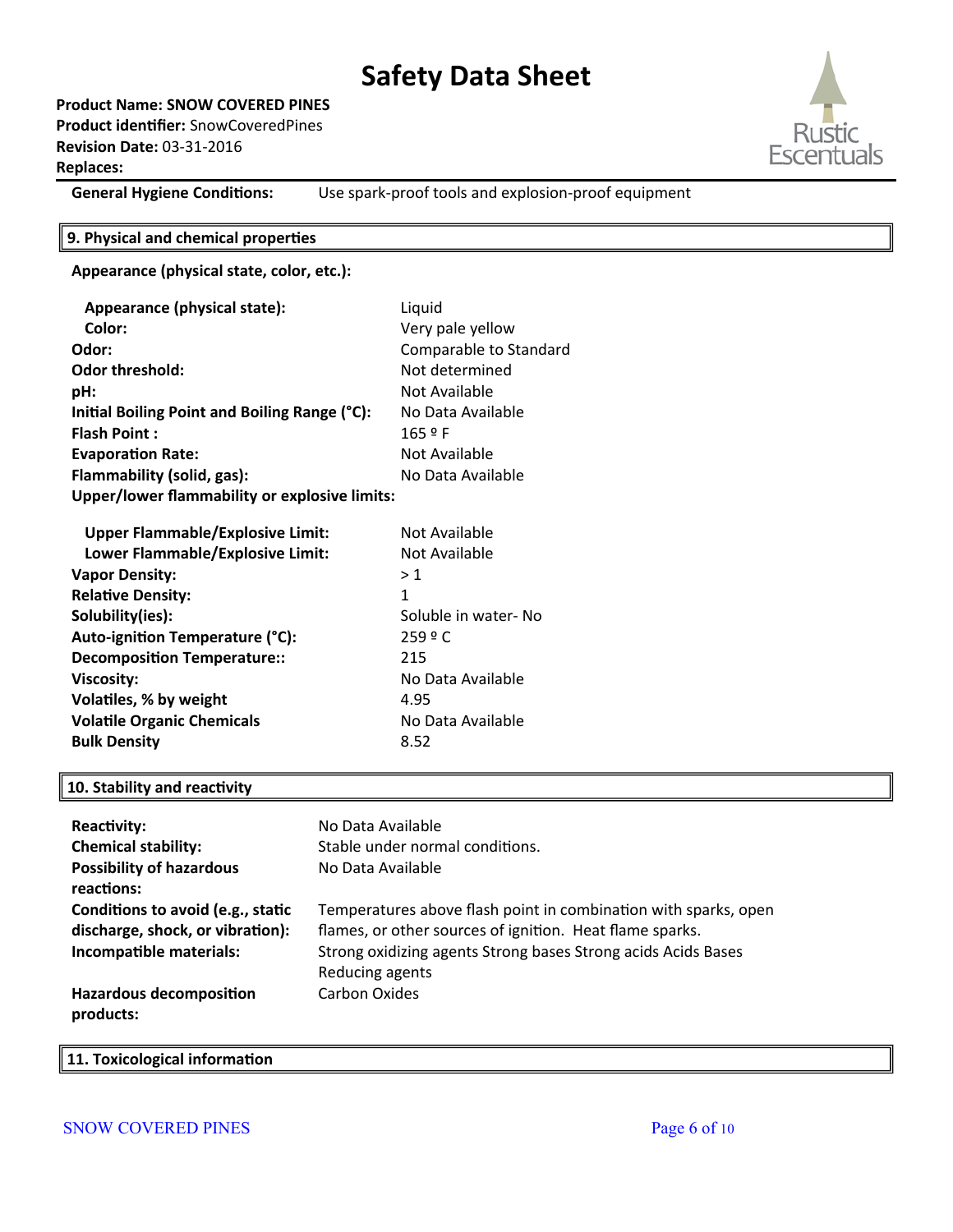**Product Name: SNOW COVERED PINES**
**Product identifier:** SnowCoveredPines
**Revision Date:** 03-31-2016
**Replaces:**

| | |
|---|---|
| **General Hygiene Conditions:** | Use spark-proof tools and explosion-proof equipment |

## 9. Physical and chemical properties

**Appearance (physical state, color, etc.):**

| | |
|---|---|
| **Appearance (physical state):** | Liquid |
| **Color:** | Very pale yellow |
| **Odor:** | Comparable to Standard |
| **Odor threshold:** | Not determined |
| **pH:** | Not Available |
| **Initial Boiling Point and Boiling Range (°C):** | No Data Available |
| **Flash Point :** | 165 º F |
| **Evaporation Rate:** | Not Available |
| **Flammability (solid, gas):** | No Data Available |
| **Upper/lower flammability or explosive limits:** | |
| **Upper Flammable/Explosive Limit:** | Not Available |
| **Lower Flammable/Explosive Limit:** | Not Available |
| **Vapor Density:** | > 1 |
| **Relative Density:** | 1 |
| **Solubility(ies):** | Soluble in water- No |
| **Auto-ignition Temperature (°C):** | 259 º C |
| **Decomposition Temperature::** | 215 |
| **Viscosity:** | No Data Available |
| **Volatiles, % by weight** | 4.95 |
| **Volatile Organic Chemicals** | No Data Available |
| **Bulk Density** | 8.52 |

## 10. Stability and reactivity

| | |
|---|---|
| **Reactivity:** | No Data Available |
| **Chemical stability:** | Stable under normal conditions. |
| **Possibility of hazardous reactions:** | No Data Available |
| **Conditions to avoid (e.g., static discharge, shock, or vibration):** | Temperatures above flash point in combination with sparks, open flames, or other sources of ignition. Heat flame sparks. |
| **Incompatible materials:** | Strong oxidizing agents Strong bases Strong acids Acids Bases Reducing agents |
| **Hazardous decomposition products:** | Carbon Oxides |

## 11. Toxicological information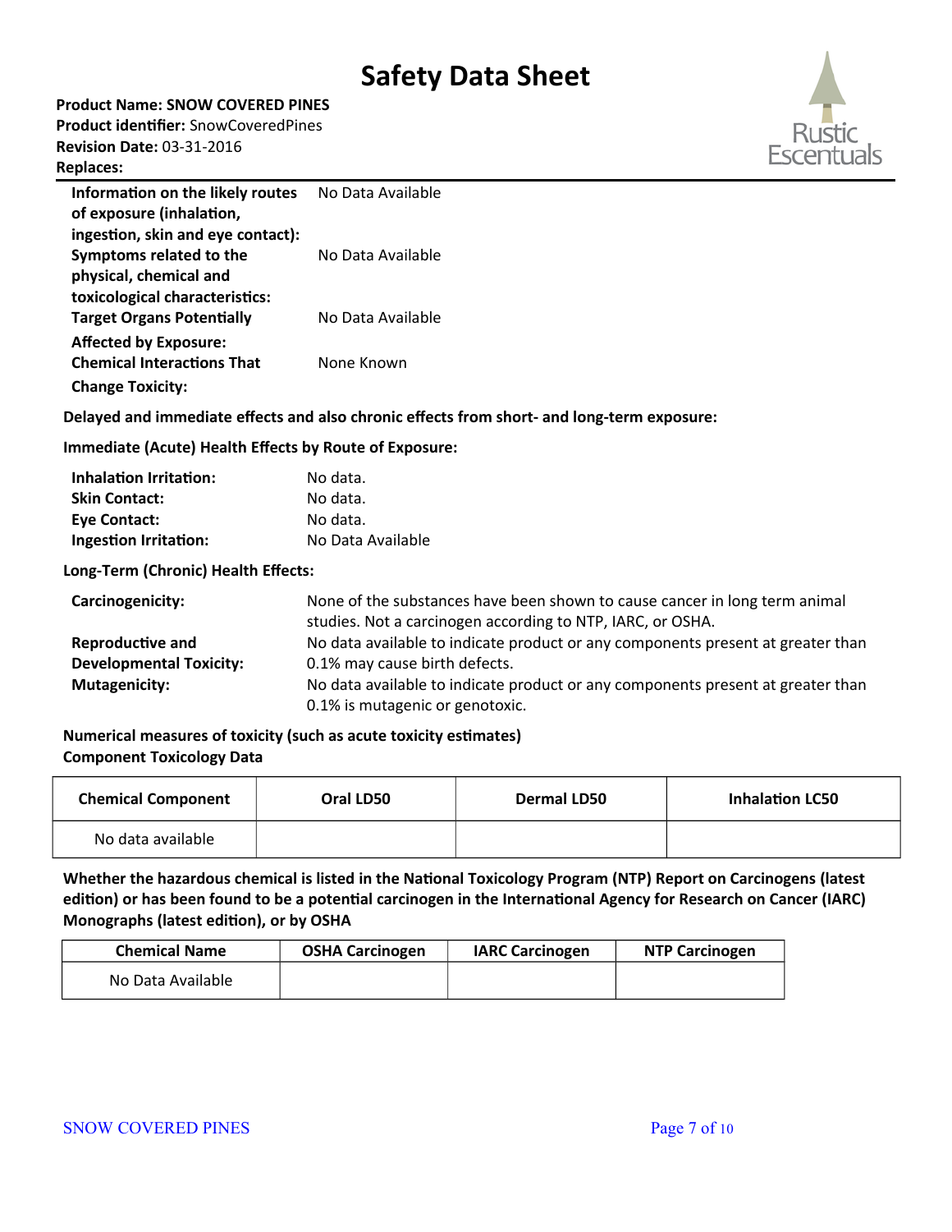# Safety Data Sheet

**Product Name: SNOW COVERED PINES**
**Product identifier:** SnowCoveredPines
**Revision Date:** 03-31-2016
**Replaces:**

| | |
|---|---|
| **Information on the likely routes of exposure (inhalation, ingestion, skin and eye contact):** | No Data Available |
| **Symptoms related to the physical, chemical and toxicological characteristics:** | No Data Available |
| **Target Organs Potentially Affected by Exposure:** | No Data Available |
| **Chemical Interactions That Change Toxicity:** | None Known |

**Delayed and immediate effects and also chronic effects from short- and long-term exposure:**

**Immediate (Acute) Health Effects by Route of Exposure:**

| | |
|---|---|
| **Inhalation Irritation:** | No data. |
| **Skin Contact:** | No data. |
| **Eye Contact:** | No data. |
| **Ingestion Irritation:** | No Data Available |

**Long-Term (Chronic) Health Effects:**

| | |
|---|---|
| **Carcinogenicity:** | None of the substances have been shown to cause cancer in long term animal studies. Not a carcinogen according to NTP, IARC, or OSHA. |
| **Reproductive and Developmental Toxicity:** | No data available to indicate product or any components present at greater than 0.1% may cause birth defects. |
| **Mutagenicity:** | No data available to indicate product or any components present at greater than 0.1% is mutagenic or genotoxic. |

**Numerical measures of toxicity (such as acute toxicity estimates)**
**Component Toxicology Data**

| Chemical Component | Oral LD50 | Dermal LD50 | Inhalation LC50 |
|---|---|---|---|
| No data available | | | |

**Whether the hazardous chemical is listed in the National Toxicology Program (NTP) Report on Carcinogens (latest edition) or has been found to be a potential carcinogen in the International Agency for Research on Cancer (IARC) Monographs (latest edition), or by OSHA**

| Chemical Name | OSHA Carcinogen | IARC Carcinogen | NTP Carcinogen |
|---|---|---|---|
| No Data Available | | | |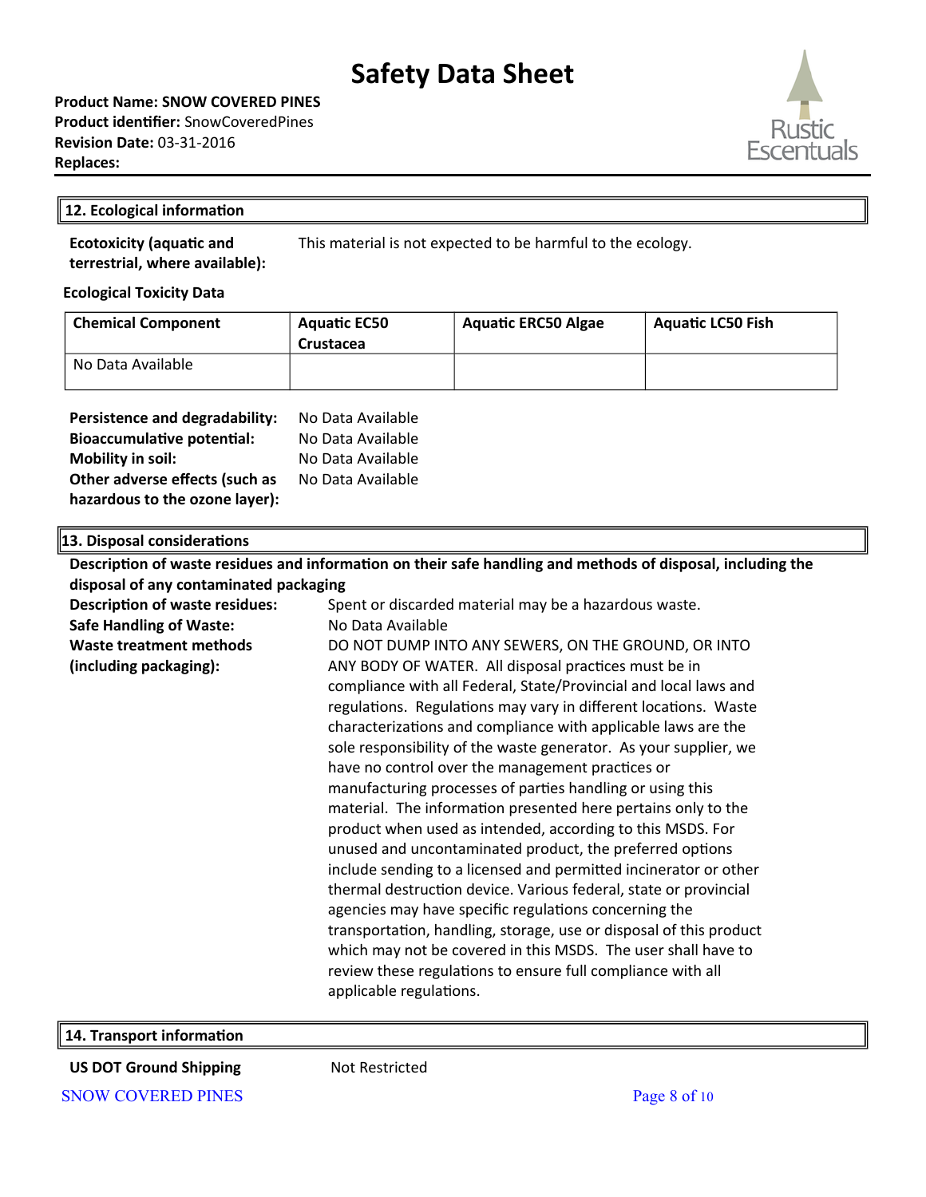## 12. Ecological information

**Ecotoxicity (aquatic and terrestrial, where available):** This material is not expected to be harmful to the ecology.

**Ecological Toxicity Data**

| Chemical Component | Aquatic EC50 Crustacea | Aquatic ERC50 Algae | Aquatic LC50 Fish |
|---|---|---|---|
| No Data Available | | | |

**Persistence and degradability:** No Data Available
**Bioaccumulative potential:** No Data Available
**Mobility in soil:** No Data Available
**Other adverse effects (such as hazardous to the ozone layer):** No Data Available

## 13. Disposal considerations

**Description of waste residues and information on their safe handling and methods of disposal, including the disposal of any contaminated packaging**

**Description of waste residues:** Spent or discarded material may be a hazardous waste.

**Safe Handling of Waste:** No Data Available

**Waste treatment methods (including packaging):** DO NOT DUMP INTO ANY SEWERS, ON THE GROUND, OR INTO ANY BODY OF WATER. All disposal practices must be in compliance with all Federal, State/Provincial and local laws and regulations. Regulations may vary in different locations. Waste characterizations and compliance with applicable laws are the sole responsibility of the waste generator. As your supplier, we have no control over the management practices or manufacturing processes of parties handling or using this material. The information presented here pertains only to the product when used as intended, according to this MSDS. For unused and uncontaminated product, the preferred options include sending to a licensed and permitted incinerator or other thermal destruction device. Various federal, state or provincial agencies may have specific regulations concerning the transportation, handling, storage, use or disposal of this product which may not be covered in this MSDS. The user shall have to review these regulations to ensure full compliance with all applicable regulations.

## 14. Transport information

**US DOT Ground Shipping** Not Restricted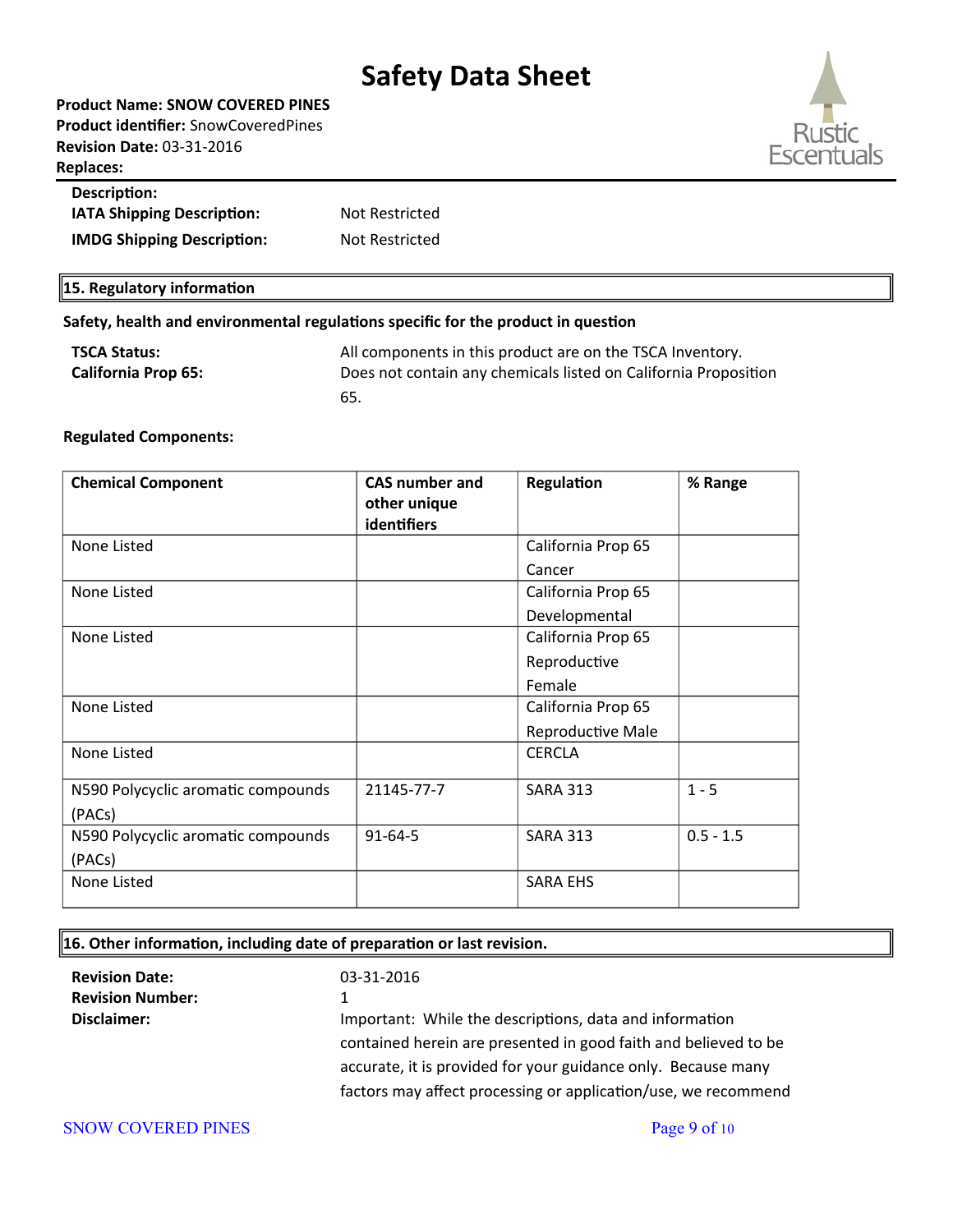**Product Name: SNOW COVERED PINES**
**Product identifier:** SnowCoveredPines
**Revision Date:** 03-31-2016
**Replaces:**

**Description:**

| | |
|---|---|
| **IATA Shipping Description:** | Not Restricted |
| **IMDG Shipping Description:** | Not Restricted |

## 15. Regulatory information

**Safety, health and environmental regulations specific for the product in question**

| | |
|---|---|
| **TSCA Status:** | All components in this product are on the TSCA Inventory. |
| **California Prop 65:** | Does not contain any chemicals listed on California Proposition 65. |

**Regulated Components:**

| Chemical Component | CAS number and other unique identifiers | Regulation | % Range |
|---|---|---|---|
| None Listed | | California Prop 65 Cancer | |
| None Listed | | California Prop 65 Developmental | |
| None Listed | | California Prop 65 Reproductive Female | |
| None Listed | | California Prop 65 Reproductive Male | |
| None Listed | | CERCLA | |
| N590 Polycyclic aromatic compounds (PACs) | 21145-77-7 | SARA 313 | 1 - 5 |
| N590 Polycyclic aromatic compounds (PACs) | 91-64-5 | SARA 313 | 0.5 - 1.5 |
| None Listed | | SARA EHS | |

## 16. Other information, including date of preparation or last revision.

| | |
|---|---|
| **Revision Date:** | 03-31-2016 |
| **Revision Number:** | 1 |
| **Disclaimer:** | Important: While the descriptions, data and information contained herein are presented in good faith and believed to be accurate, it is provided for your guidance only. Because many factors may affect processing or application/use, we recommend |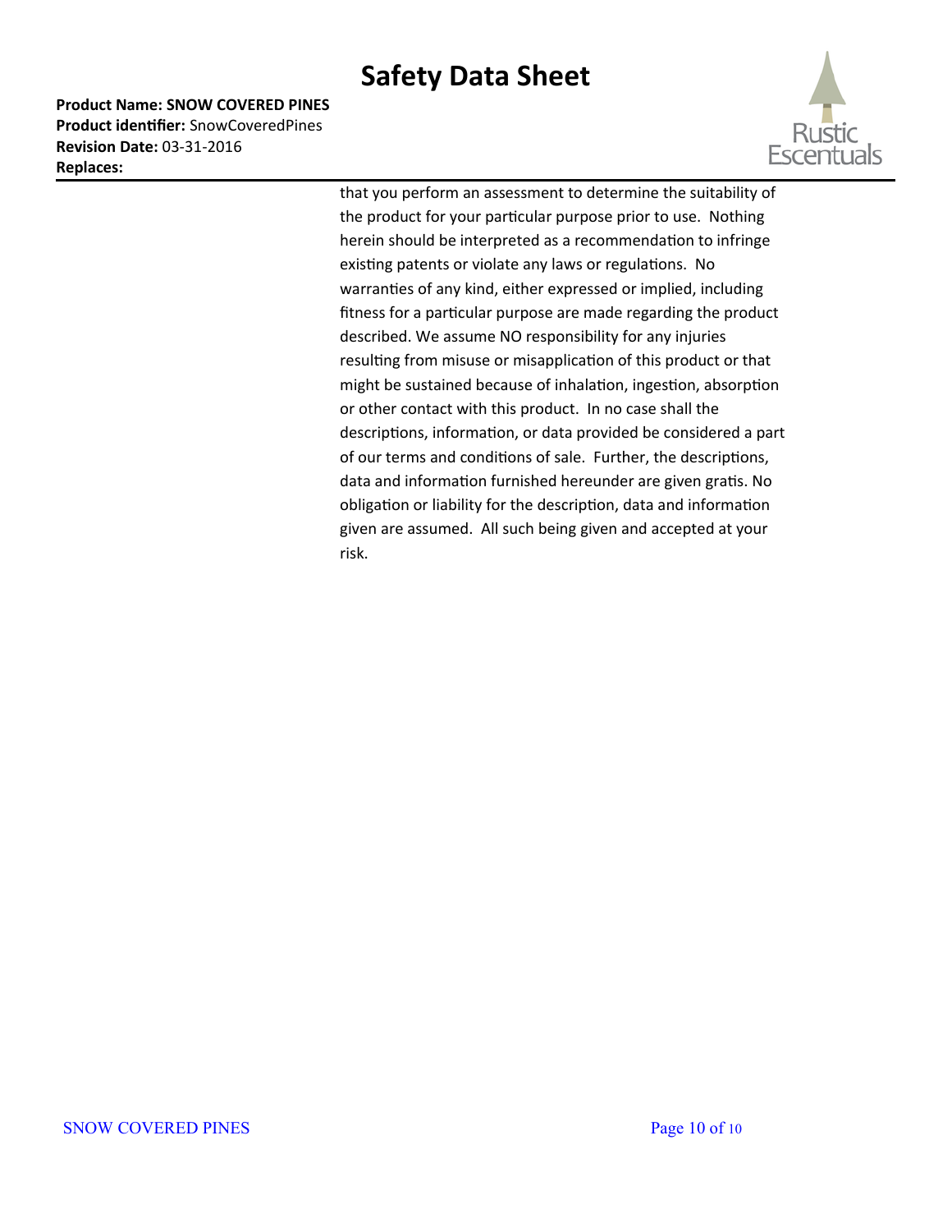that you perform an assessment to determine the suitability of the product for your particular purpose prior to use. Nothing herein should be interpreted as a recommendation to infringe existing patents or violate any laws or regulations. No warranties of any kind, either expressed or implied, including fitness for a particular purpose are made regarding the product described. We assume NO responsibility for any injuries resulting from misuse or misapplication of this product or that might be sustained because of inhalation, ingestion, absorption or other contact with this product. In no case shall the descriptions, information, or data provided be considered a part of our terms and conditions of sale. Further, the descriptions, data and information furnished hereunder are given gratis. No obligation or liability for the description, data and information given are assumed. All such being given and accepted at your risk.